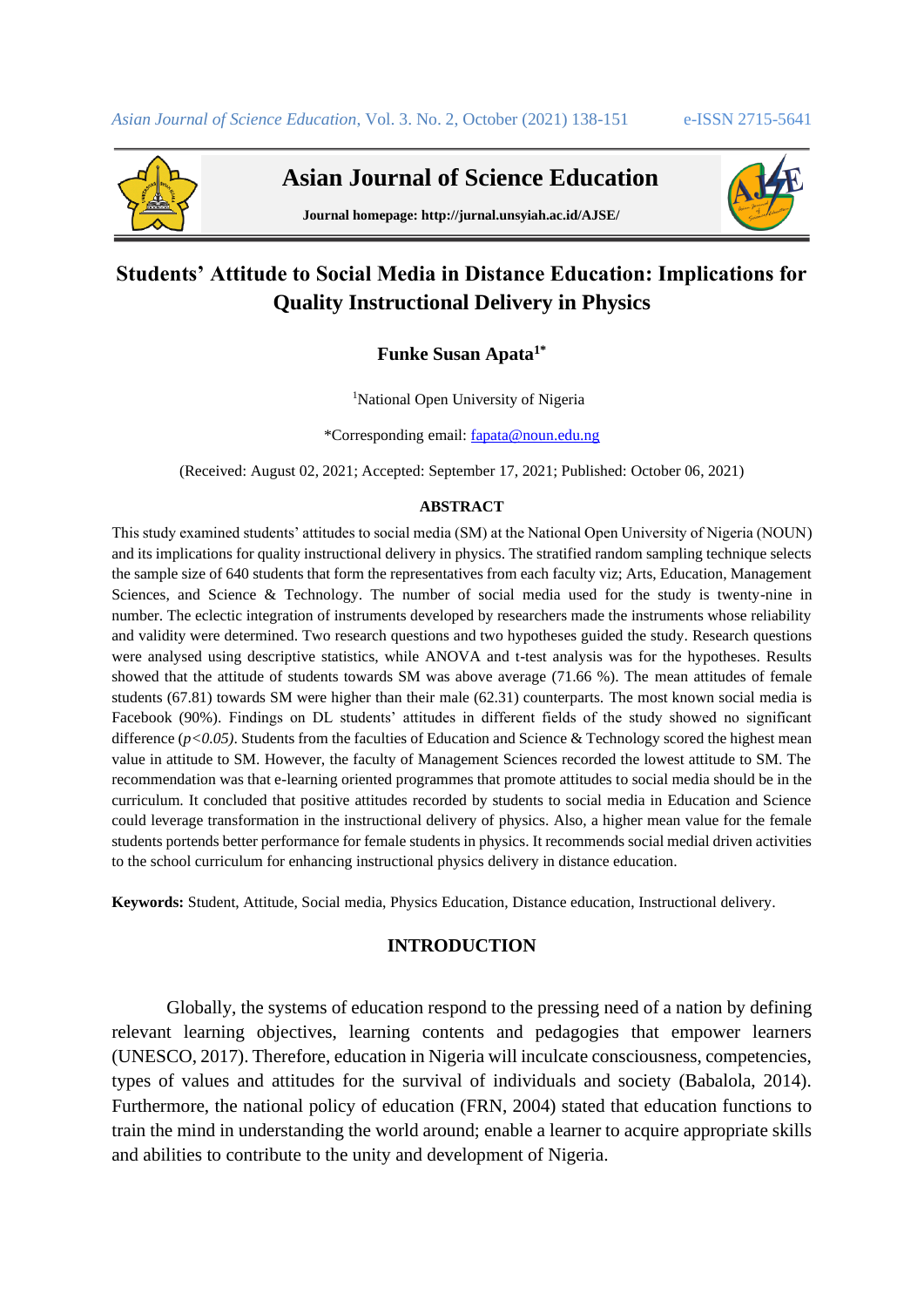# Students' Attitude to Social Media in Distance Education: Implications for Quality Instructional Delivery in Physics

**Funke Susan Apata[1*]**

[1]National Open University of Nigeria

*Corresponding email: fapata@noun.edu.ng

(Received: August 02, 2021; Accepted: September 17, 2021; Published: October 06, 2021)

## ABSTRACT

This study examined students' attitudes to social media (SM) at the National Open University of Nigeria (NOUN) and its implications for quality instructional delivery in physics. The stratified random sampling technique selects the sample size of 640 students that form the representatives from each faculty viz; Arts, Education, Management Sciences, and Science & Technology. The number of social media used for the study is twenty-nine in number. The eclectic integration of instruments developed by researchers made the instruments whose reliability and validity were determined. Two research questions and two hypotheses guided the study. Research questions were analysed using descriptive statistics, while ANOVA and t-test analysis was for the hypotheses. Results showed that the attitude of students towards SM was above average (71.66 %). The mean attitudes of female students (67.81) towards SM were higher than their male (62.31) counterparts. The most known social media is Facebook (90%). Findings on DL students' attitudes in different fields of the study showed no significant difference ($p<0.05$). Students from the faculties of Education and Science & Technology scored the highest mean value in attitude to SM. However, the faculty of Management Sciences recorded the lowest attitude to SM. The recommendation was that e-learning oriented programmes that promote attitudes to social media should be in the curriculum. It concluded that positive attitudes recorded by students to social media in Education and Science could leverage transformation in the instructional delivery of physics. Also, a higher mean value for the female students portends better performance for female students in physics. It recommends social medial driven activities to the school curriculum for enhancing instructional physics delivery in distance education.

**Keywords:** Student, Attitude, Social media, Physics Education, Distance education, Instructional delivery.

## INTRODUCTION

Globally, the systems of education respond to the pressing need of a nation by defining relevant learning objectives, learning contents and pedagogies that empower learners (UNESCO, 2017). Therefore, education in Nigeria will inculcate consciousness, competencies, types of values and attitudes for the survival of individuals and society (Babalola, 2014). Furthermore, the national policy of education (FRN, 2004) stated that education functions to train the mind in understanding the world around; enable a learner to acquire appropriate skills and abilities to contribute to the unity and development of Nigeria.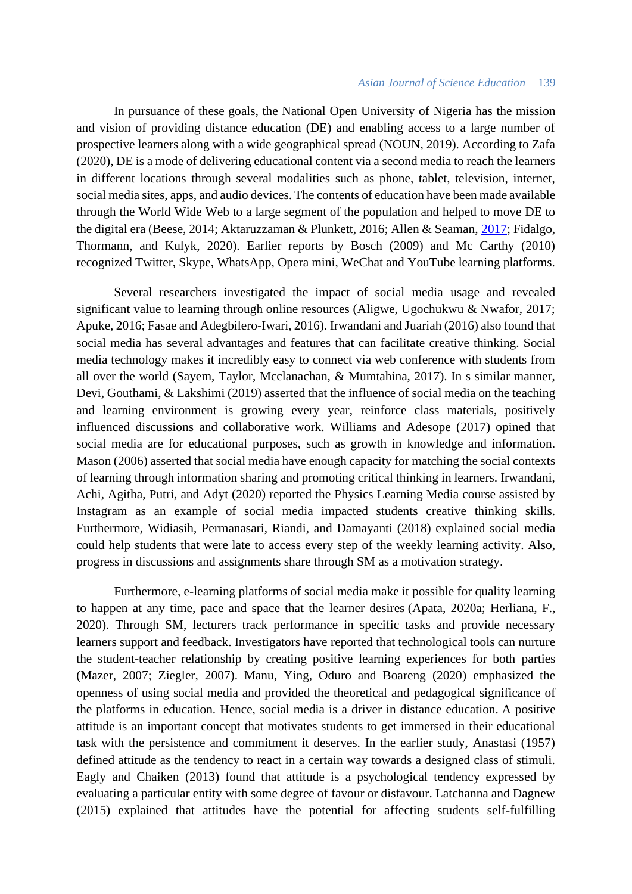In pursuance of these goals, the National Open University of Nigeria has the mission and vision of providing distance education (DE) and enabling access to a large number of prospective learners along with a wide geographical spread (NOUN, 2019). According to Zafa (2020), DE is a mode of delivering educational content via a second media to reach the learners in different locations through several modalities such as phone, tablet, television, internet, social media sites, apps, and audio devices. The contents of education have been made available through the World Wide Web to a large segment of the population and helped to move DE to the digital era (Beese, 2014; Aktaruzzaman & Plunkett, 2016; Allen & Seaman, 2017; Fidalgo, Thormann, and Kulyk, 2020). Earlier reports by Bosch (2009) and Mc Carthy (2010) recognized Twitter, Skype, WhatsApp, Opera mini, WeChat and YouTube learning platforms.

Several researchers investigated the impact of social media usage and revealed significant value to learning through online resources (Aligwe, Ugochukwu & Nwafor, 2017; Apuke, 2016; Fasae and Adegbilero-Iwari, 2016). Irwandani and Juariah (2016) also found that social media has several advantages and features that can facilitate creative thinking. Social media technology makes it incredibly easy to connect via web conference with students from all over the world (Sayem, Taylor, Mcclanachan, & Mumtahina, 2017). In s similar manner, Devi, Gouthami, & Lakshimi (2019) asserted that the influence of social media on the teaching and learning environment is growing every year, reinforce class materials, positively influenced discussions and collaborative work. Williams and Adesope (2017) opined that social media are for educational purposes, such as growth in knowledge and information. Mason (2006) asserted that social media have enough capacity for matching the social contexts of learning through information sharing and promoting critical thinking in learners. Irwandani, Achi, Agitha, Putri, and Adyt (2020) reported the Physics Learning Media course assisted by Instagram as an example of social media impacted students creative thinking skills. Furthermore, Widiasih, Permanasari, Riandi, and Damayanti (2018) explained social media could help students that were late to access every step of the weekly learning activity. Also, progress in discussions and assignments share through SM as a motivation strategy.

Furthermore, e-learning platforms of social media make it possible for quality learning to happen at any time, pace and space that the learner desires (Apata, 2020a; Herliana, F., 2020). Through SM, lecturers track performance in specific tasks and provide necessary learners support and feedback. Investigators have reported that technological tools can nurture the student-teacher relationship by creating positive learning experiences for both parties (Mazer, 2007; Ziegler, 2007). Manu, Ying, Oduro and Boareng (2020) emphasized the openness of using social media and provided the theoretical and pedagogical significance of the platforms in education. Hence, social media is a driver in distance education. A positive attitude is an important concept that motivates students to get immersed in their educational task with the persistence and commitment it deserves. In the earlier study, Anastasi (1957) defined attitude as the tendency to react in a certain way towards a designed class of stimuli. Eagly and Chaiken (2013) found that attitude is a psychological tendency expressed by evaluating a particular entity with some degree of favour or disfavour. Latchanna and Dagnew (2015) explained that attitudes have the potential for affecting students self-fulfilling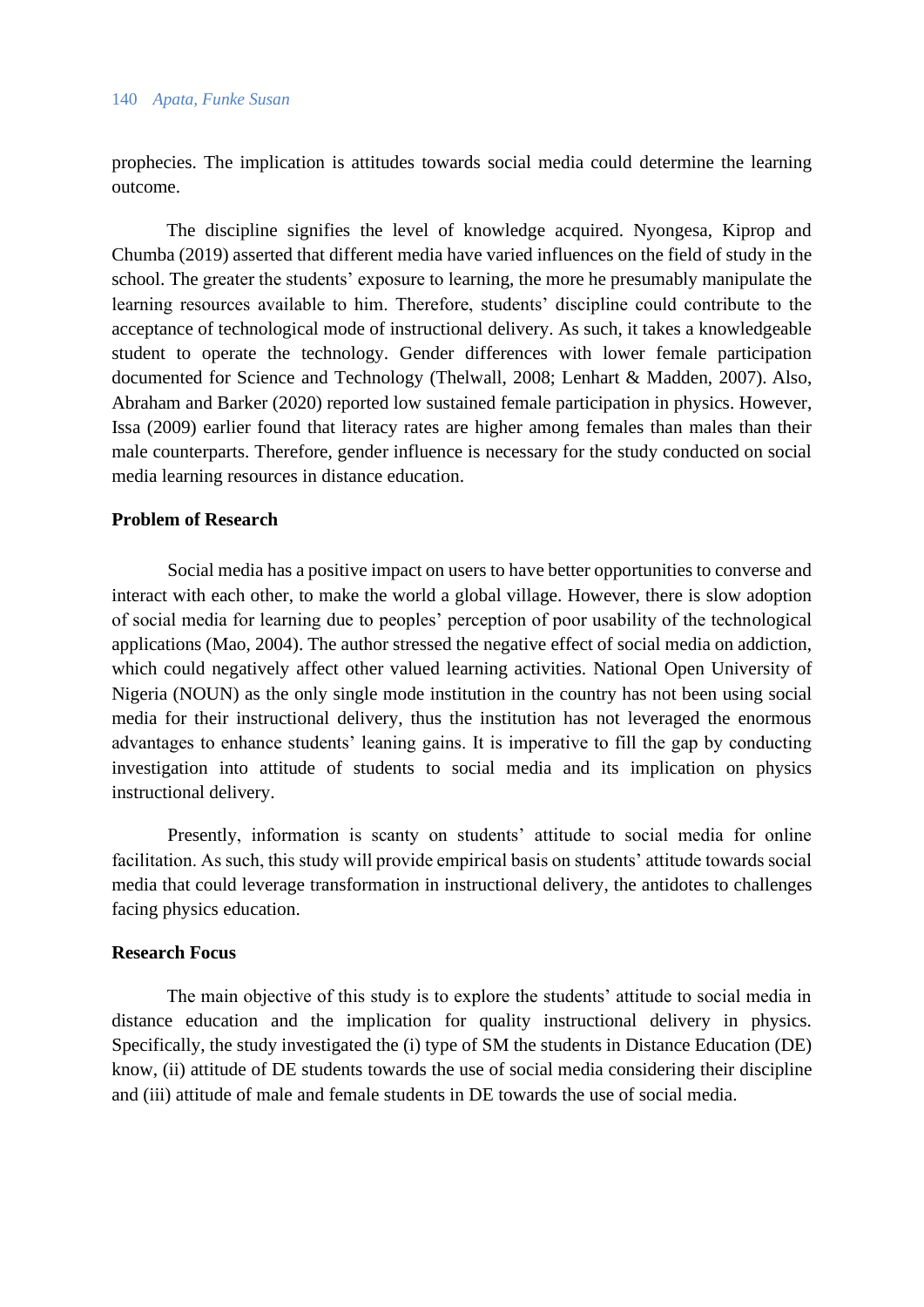prophecies. The implication is attitudes towards social media could determine the learning outcome.

The discipline signifies the level of knowledge acquired. Nyongesa, Kiprop and Chumba (2019) asserted that different media have varied influences on the field of study in the school. The greater the students' exposure to learning, the more he presumably manipulate the learning resources available to him. Therefore, students' discipline could contribute to the acceptance of technological mode of instructional delivery. As such, it takes a knowledgeable student to operate the technology. Gender differences with lower female participation documented for Science and Technology (Thelwall, 2008; Lenhart & Madden, 2007). Also, Abraham and Barker (2020) reported low sustained female participation in physics. However, Issa (2009) earlier found that literacy rates are higher among females than males than their male counterparts. Therefore, gender influence is necessary for the study conducted on social media learning resources in distance education.

**Problem of Research**

Social media has a positive impact on users to have better opportunities to converse and interact with each other, to make the world a global village. However, there is slow adoption of social media for learning due to peoples' perception of poor usability of the technological applications (Mao, 2004). The author stressed the negative effect of social media on addiction, which could negatively affect other valued learning activities. National Open University of Nigeria (NOUN) as the only single mode institution in the country has not been using social media for their instructional delivery, thus the institution has not leveraged the enormous advantages to enhance students' leaning gains. It is imperative to fill the gap by conducting investigation into attitude of students to social media and its implication on physics instructional delivery.

Presently, information is scanty on students' attitude to social media for online facilitation. As such, this study will provide empirical basis on students' attitude towards social media that could leverage transformation in instructional delivery, the antidotes to challenges facing physics education.

**Research Focus**

The main objective of this study is to explore the students' attitude to social media in distance education and the implication for quality instructional delivery in physics. Specifically, the study investigated the (i) type of SM the students in Distance Education (DE) know, (ii) attitude of DE students towards the use of social media considering their discipline and (iii) attitude of male and female students in DE towards the use of social media.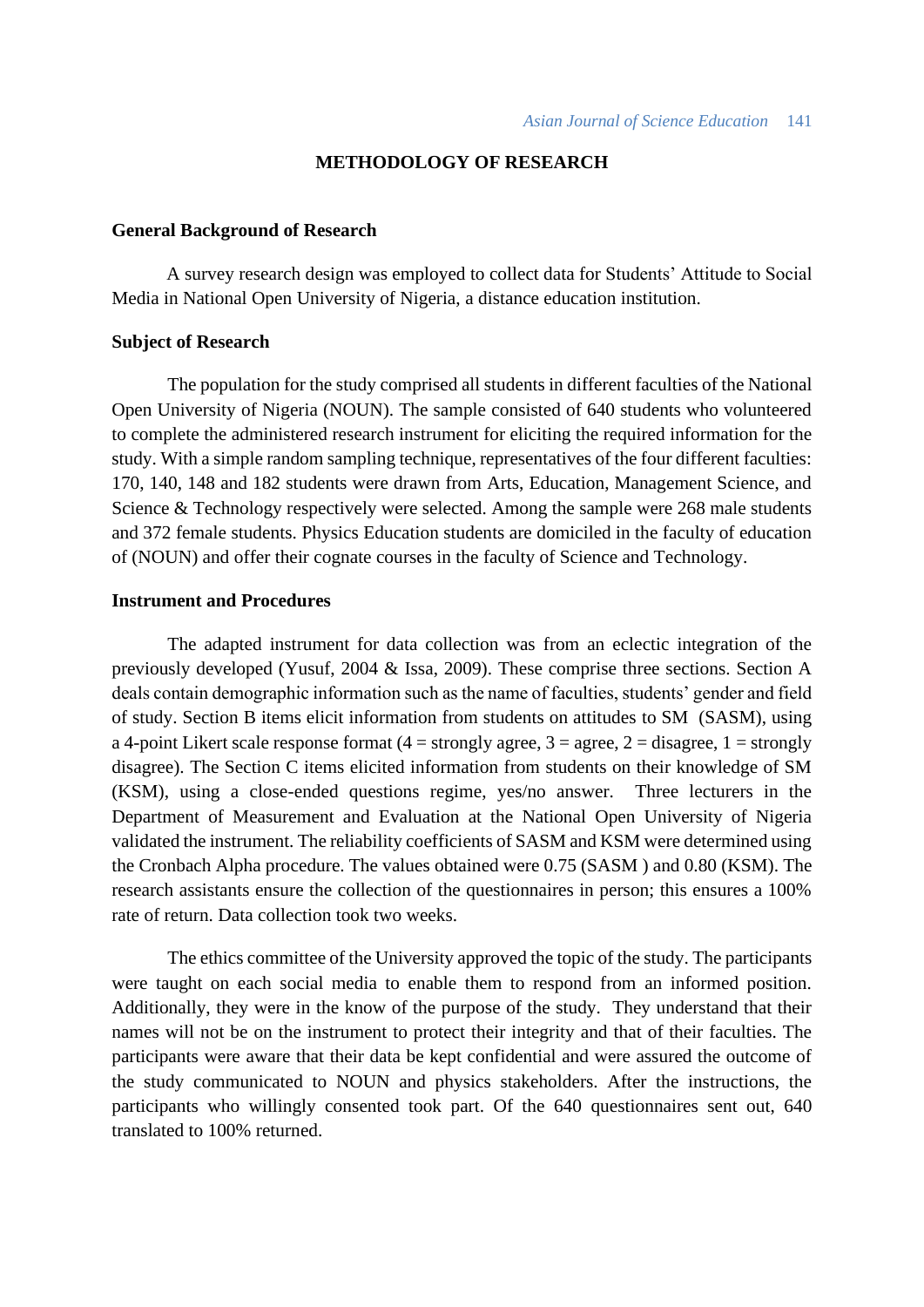## METHODOLOGY OF RESEARCH

### General Background of Research

A survey research design was employed to collect data for Students' Attitude to Social Media in National Open University of Nigeria, a distance education institution.

### Subject of Research

The population for the study comprised all students in different faculties of the National Open University of Nigeria (NOUN). The sample consisted of 640 students who volunteered to complete the administered research instrument for eliciting the required information for the study. With a simple random sampling technique, representatives of the four different faculties: 170, 140, 148 and 182 students were drawn from Arts, Education, Management Science, and Science & Technology respectively were selected. Among the sample were 268 male students and 372 female students. Physics Education students are domiciled in the faculty of education of (NOUN) and offer their cognate courses in the faculty of Science and Technology.

### Instrument and Procedures

The adapted instrument for data collection was from an eclectic integration of the previously developed (Yusuf, 2004 & Issa, 2009). These comprise three sections. Section A deals contain demographic information such as the name of faculties, students' gender and field of study. Section B items elicit information from students on attitudes to SM (SASM), using a 4-point Likert scale response format (4 = strongly agree, 3 = agree, 2 = disagree, 1 = strongly disagree). The Section C items elicited information from students on their knowledge of SM (KSM), using a close-ended questions regime, yes/no answer. Three lecturers in the Department of Measurement and Evaluation at the National Open University of Nigeria validated the instrument. The reliability coefficients of SASM and KSM were determined using the Cronbach Alpha procedure. The values obtained were 0.75 (SASM ) and 0.80 (KSM). The research assistants ensure the collection of the questionnaires in person; this ensures a 100% rate of return. Data collection took two weeks.

The ethics committee of the University approved the topic of the study. The participants were taught on each social media to enable them to respond from an informed position. Additionally, they were in the know of the purpose of the study. They understand that their names will not be on the instrument to protect their integrity and that of their faculties. The participants were aware that their data be kept confidential and were assured the outcome of the study communicated to NOUN and physics stakeholders. After the instructions, the participants who willingly consented took part. Of the 640 questionnaires sent out, 640 translated to 100% returned.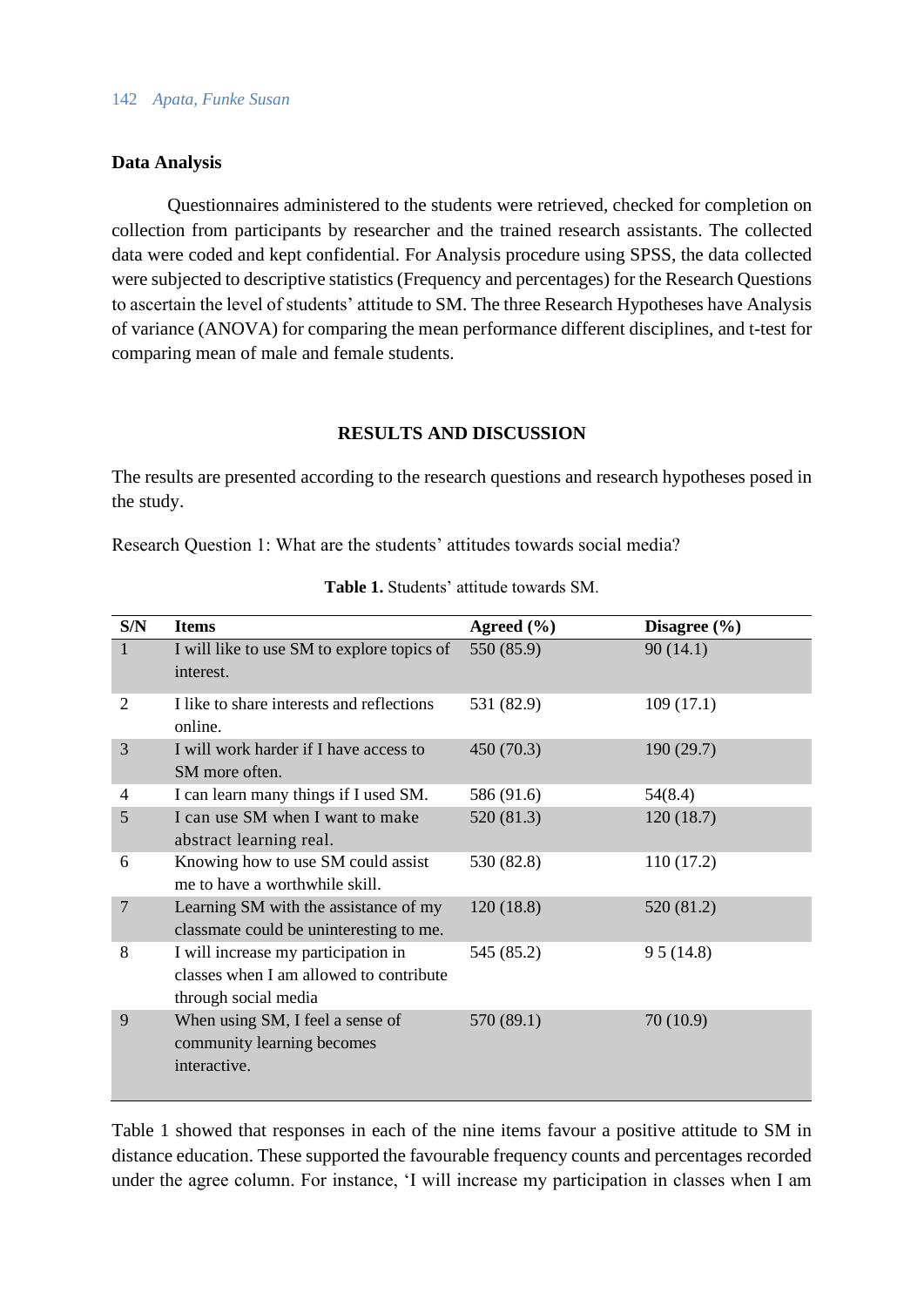### Data Analysis

Questionnaires administered to the students were retrieved, checked for completion on collection from participants by researcher and the trained research assistants. The collected data were coded and kept confidential. For Analysis procedure using SPSS, the data collected were subjected to descriptive statistics (Frequency and percentages) for the Research Questions to ascertain the level of students' attitude to SM. The three Research Hypotheses have Analysis of variance (ANOVA) for comparing the mean performance different disciplines, and t-test for comparing mean of male and female students.

## RESULTS AND DISCUSSION

The results are presented according to the research questions and research hypotheses posed in the study.

Research Question 1: What are the students' attitudes towards social media?

**Table 1.** Students' attitude towards SM.

| S/N | Items | Agreed (%) | Disagree (%) |
|---|---|---|---|
| 1 | I will like to use SM to explore topics of interest. | 550 (85.9) | 90 (14.1) |
| 2 | I like to share interests and reflections online. | 531 (82.9) | 109 (17.1) |
| 3 | I will work harder if I have access to SM more often. | 450 (70.3) | 190 (29.7) |
| 4 | I can learn many things if I used SM. | 586 (91.6) | 54(8.4) |
| 5 | I can use SM when I want to make abstract learning real. | 520 (81.3) | 120 (18.7) |
| 6 | Knowing how to use SM could assist me to have a worthwhile skill. | 530 (82.8) | 110 (17.2) |
| 7 | Learning SM with the assistance of my classmate could be uninteresting to me. | 120 (18.8) | 520 (81.2) |
| 8 | I will increase my participation in classes when I am allowed to contribute through social media | 545 (85.2) | 9 5 (14.8) |
| 9 | When using SM, I feel a sense of community learning becomes interactive. | 570 (89.1) | 70 (10.9) |

Table 1 showed that responses in each of the nine items favour a positive attitude to SM in distance education. These supported the favourable frequency counts and percentages recorded under the agree column. For instance, 'I will increase my participation in classes when I am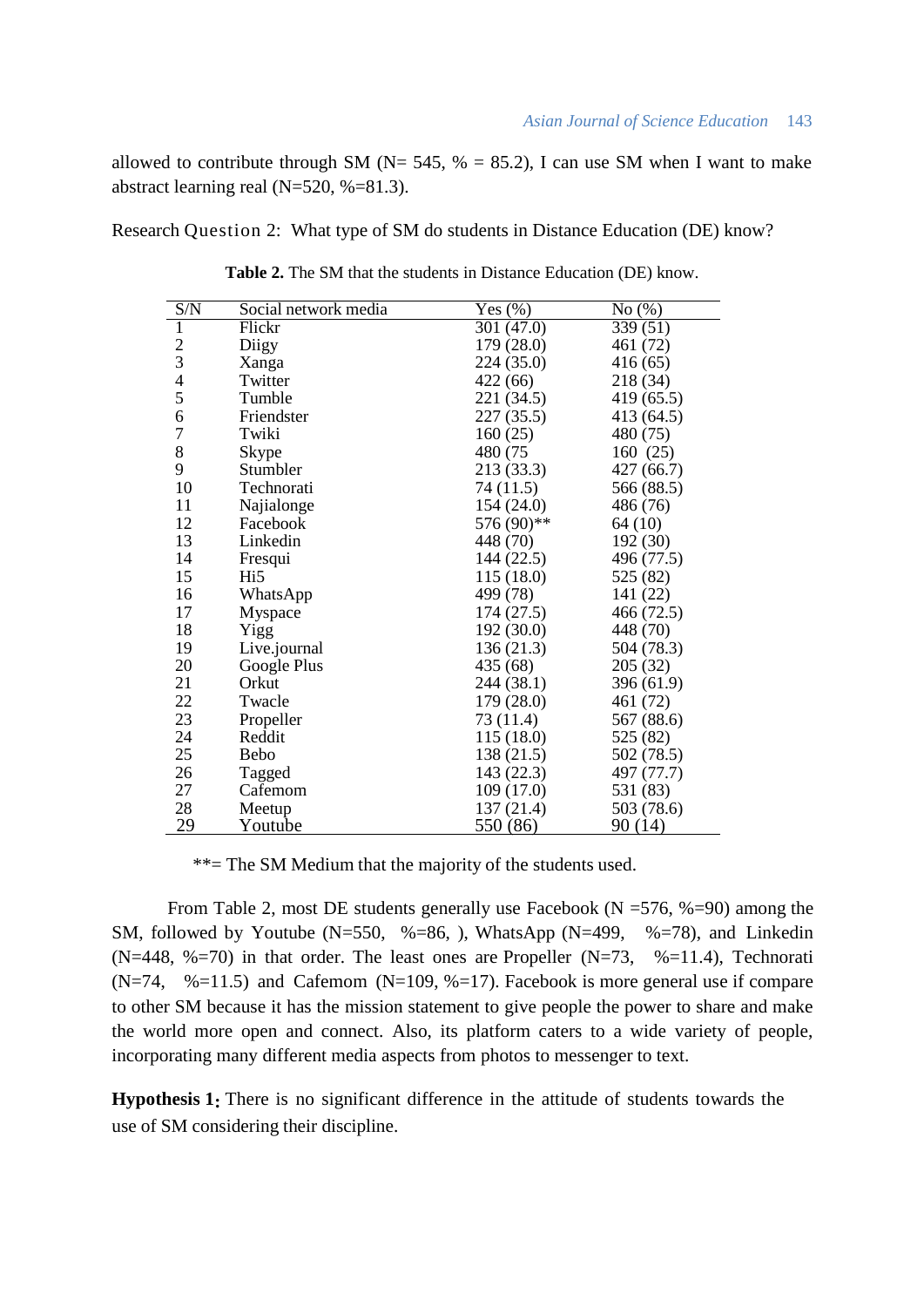allowed to contribute through SM (N= 545, % = 85.2), I can use SM when I want to make abstract learning real (N=520, %=81.3).

Research Question 2: What type of SM do students in Distance Education (DE) know?

**Table 2.** The SM that the students in Distance Education (DE) know.

| S/N | Social network media | Yes (%) | No (%) |
|---|---|---|---|
| 1 | Flickr | 301 (47.0) | 339 (51) |
| 2 | Diigy | 179 (28.0) | 461 (72) |
| 3 | Xanga | 224 (35.0) | 416 (65) |
| 4 | Twitter | 422 (66) | 218 (34) |
| 5 | Tumble | 221 (34.5) | 419 (65.5) |
| 6 | Friendster | 227 (35.5) | 413 (64.5) |
| 7 | Twiki | 160 (25) | 480 (75) |
| 8 | Skype | 480 (75 | 160 (25) |
| 9 | Stumbler | 213 (33.3) | 427 (66.7) |
| 10 | Technorati | 74 (11.5) | 566 (88.5) |
| 11 | Najialonge | 154 (24.0) | 486 (76) |
| 12 | Facebook | 576 (90)** | 64 (10) |
| 13 | Linkedin | 448 (70) | 192 (30) |
| 14 | Fresqui | 144 (22.5) | 496 (77.5) |
| 15 | Hi5 | 115 (18.0) | 525 (82) |
| 16 | WhatsApp | 499 (78) | 141 (22) |
| 17 | Myspace | 174 (27.5) | 466 (72.5) |
| 18 | Yigg | 192 (30.0) | 448 (70) |
| 19 | Live.journal | 136 (21.3) | 504 (78.3) |
| 20 | Google Plus | 435 (68) | 205 (32) |
| 21 | Orkut | 244 (38.1) | 396 (61.9) |
| 22 | Twacle | 179 (28.0) | 461 (72) |
| 23 | Propeller | 73 (11.4) | 567 (88.6) |
| 24 | Reddit | 115 (18.0) | 525 (82) |
| 25 | Bebo | 138 (21.5) | 502 (78.5) |
| 26 | Tagged | 143 (22.3) | 497 (77.7) |
| 27 | Cafemom | 109 (17.0) | 531 (83) |
| 28 | Meetup | 137 (21.4) | 503 (78.6) |
| 29 | Youtube | 550 (86) | 90 (14) |

**= The SM Medium that the majority of the students used.

From Table 2, most DE students generally use Facebook (N =576, %=90) among the SM, followed by Youtube (N=550, %=86, ), WhatsApp (N=499, %=78), and Linkedin (N=448, %=70) in that order. The least ones are Propeller (N=73, %=11.4), Technorati (N=74, %=11.5) and Cafemom (N=109, %=17). Facebook is more general use if compare to other SM because it has the mission statement to give people the power to share and make the world more open and connect. Also, its platform caters to a wide variety of people, incorporating many different media aspects from photos to messenger to text.

**Hypothesis 1:** There is no significant difference in the attitude of students towards the use of SM considering their discipline.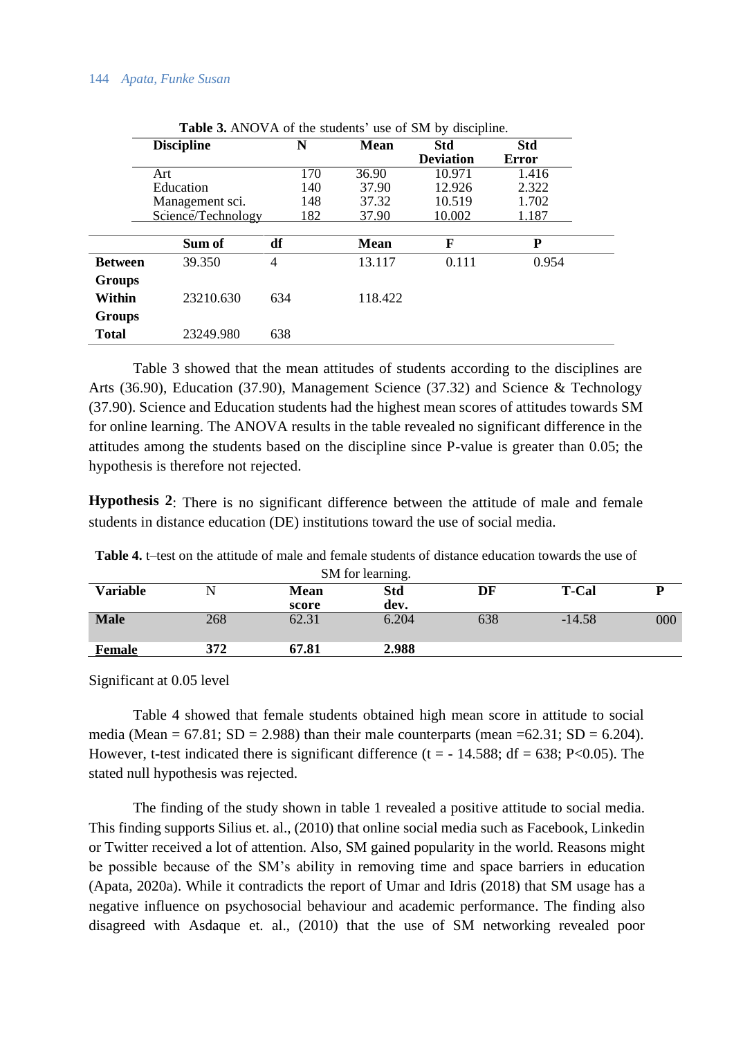**Table 3.** ANOVA of the students' use of SM by discipline.

| Discipline | N | Mean | Std Deviation | Std Error |
|---|---|---|---|---|
| Art | 170 | 36.90 | 10.971 | 1.416 |
| Education | 140 | 37.90 | 12.926 | 2.322 |
| Management sci. | 148 | 37.32 | 10.519 | 1.702 |
| Science/Technology | 182 | 37.90 | 10.002 | 1.187 |

| | Sum of | df | Mean | F | P |
|---|---|---|---|---|---|
| **Between Groups** | 39.350 | 4 | 13.117 | 0.111 | 0.954 |
| **Within Groups** | 23210.630 | 634 | 118.422 | | |
| **Total** | 23249.980 | 638 | | | |

Table 3 showed that the mean attitudes of students according to the disciplines are Arts (36.90), Education (37.90), Management Science (37.32) and Science & Technology (37.90). Science and Education students had the highest mean scores of attitudes towards SM for online learning. The ANOVA results in the table revealed no significant difference in the attitudes among the students based on the discipline since P-value is greater than 0.05; the hypothesis is therefore not rejected.

**Hypothesis 2**: There is no significant difference between the attitude of male and female students in distance education (DE) institutions toward the use of social media.

**Table 4.** t–test on the attitude of male and female students of distance education towards the use of SM for learning.

| Variable | N | Mean score | Std dev. | DF | T-Cal | P |
|---|---|---|---|---|---|---|
| **Male** | 268 | 62.31 | 6.204 | 638 | -14.58 | 000 |
| **Female** | **372** | **67.81** | **2.988** | | | |

Significant at 0.05 level

Table 4 showed that female students obtained high mean score in attitude to social media (Mean = 67.81; SD = 2.988) than their male counterparts (mean =62.31; SD = 6.204). However, t-test indicated there is significant difference ($t = -14.588$; $df = 638$; $P<0.05$). The stated null hypothesis was rejected.

The finding of the study shown in table 1 revealed a positive attitude to social media. This finding supports Silius et. al., (2010) that online social media such as Facebook, Linkedin or Twitter received a lot of attention. Also, SM gained popularity in the world. Reasons might be possible because of the SM's ability in removing time and space barriers in education (Apata, 2020a). While it contradicts the report of Umar and Idris (2018) that SM usage has a negative influence on psychosocial behaviour and academic performance. The finding also disagreed with Asdaque et. al., (2010) that the use of SM networking revealed poor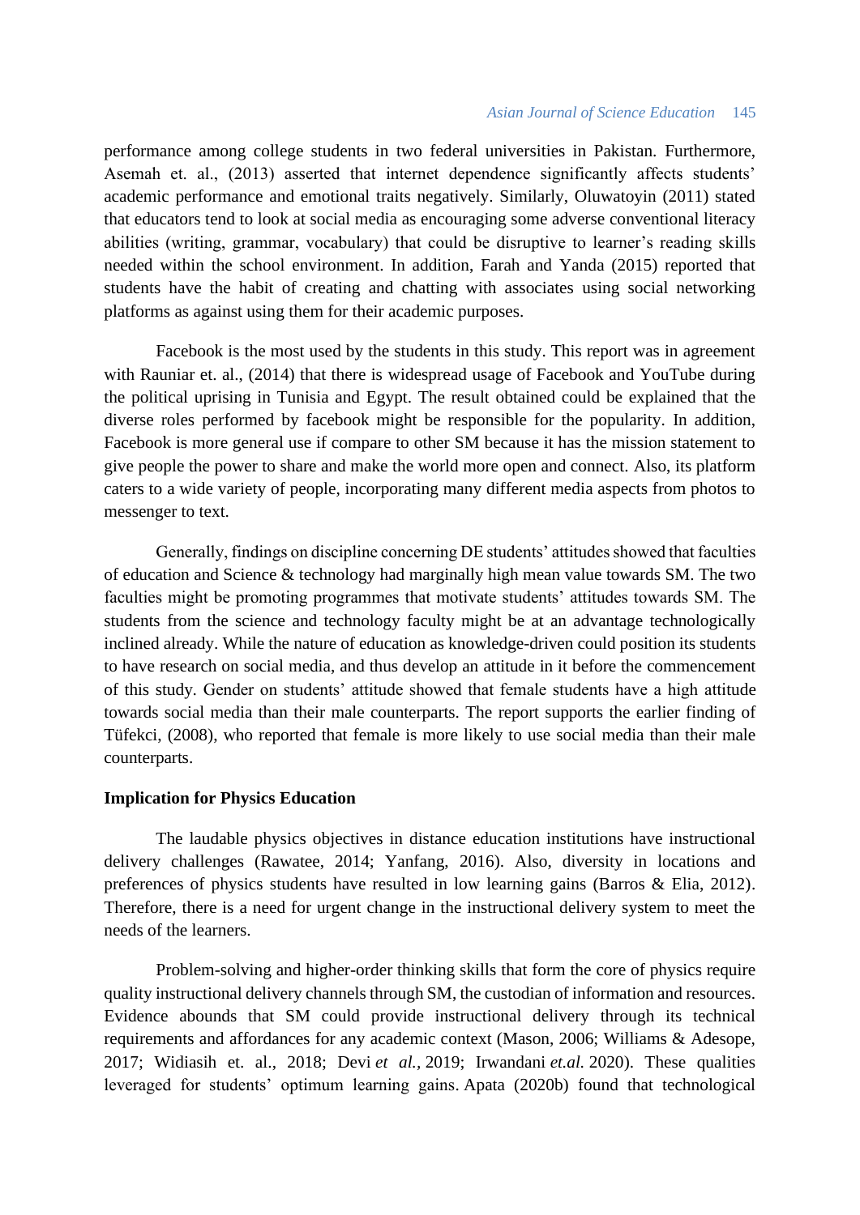performance among college students in two federal universities in Pakistan. Furthermore, Asemah et. al., (2013) asserted that internet dependence significantly affects students' academic performance and emotional traits negatively. Similarly, Oluwatoyin (2011) stated that educators tend to look at social media as encouraging some adverse conventional literacy abilities (writing, grammar, vocabulary) that could be disruptive to learner's reading skills needed within the school environment. In addition, Farah and Yanda (2015) reported that students have the habit of creating and chatting with associates using social networking platforms as against using them for their academic purposes.

Facebook is the most used by the students in this study. This report was in agreement with Rauniar et. al., (2014) that there is widespread usage of Facebook and YouTube during the political uprising in Tunisia and Egypt. The result obtained could be explained that the diverse roles performed by facebook might be responsible for the popularity. In addition, Facebook is more general use if compare to other SM because it has the mission statement to give people the power to share and make the world more open and connect. Also, its platform caters to a wide variety of people, incorporating many different media aspects from photos to messenger to text.

Generally, findings on discipline concerning DE students' attitudes showed that faculties of education and Science & technology had marginally high mean value towards SM. The two faculties might be promoting programmes that motivate students' attitudes towards SM. The students from the science and technology faculty might be at an advantage technologically inclined already. While the nature of education as knowledge-driven could position its students to have research on social media, and thus develop an attitude in it before the commencement of this study. Gender on students' attitude showed that female students have a high attitude towards social media than their male counterparts. The report supports the earlier finding of Tüfekci, (2008), who reported that female is more likely to use social media than their male counterparts.

**Implication for Physics Education**

The laudable physics objectives in distance education institutions have instructional delivery challenges (Rawatee, 2014; Yanfang, 2016). Also, diversity in locations and preferences of physics students have resulted in low learning gains (Barros & Elia, 2012). Therefore, there is a need for urgent change in the instructional delivery system to meet the needs of the learners.

Problem-solving and higher-order thinking skills that form the core of physics require quality instructional delivery channels through SM, the custodian of information and resources. Evidence abounds that SM could provide instructional delivery through its technical requirements and affordances for any academic context (Mason, 2006; Williams & Adesope, 2017; Widiasih et. al., 2018; Devi *et al.*, 2019; Irwandani *et.al.* 2020). These qualities leveraged for students' optimum learning gains. Apata (2020b) found that technological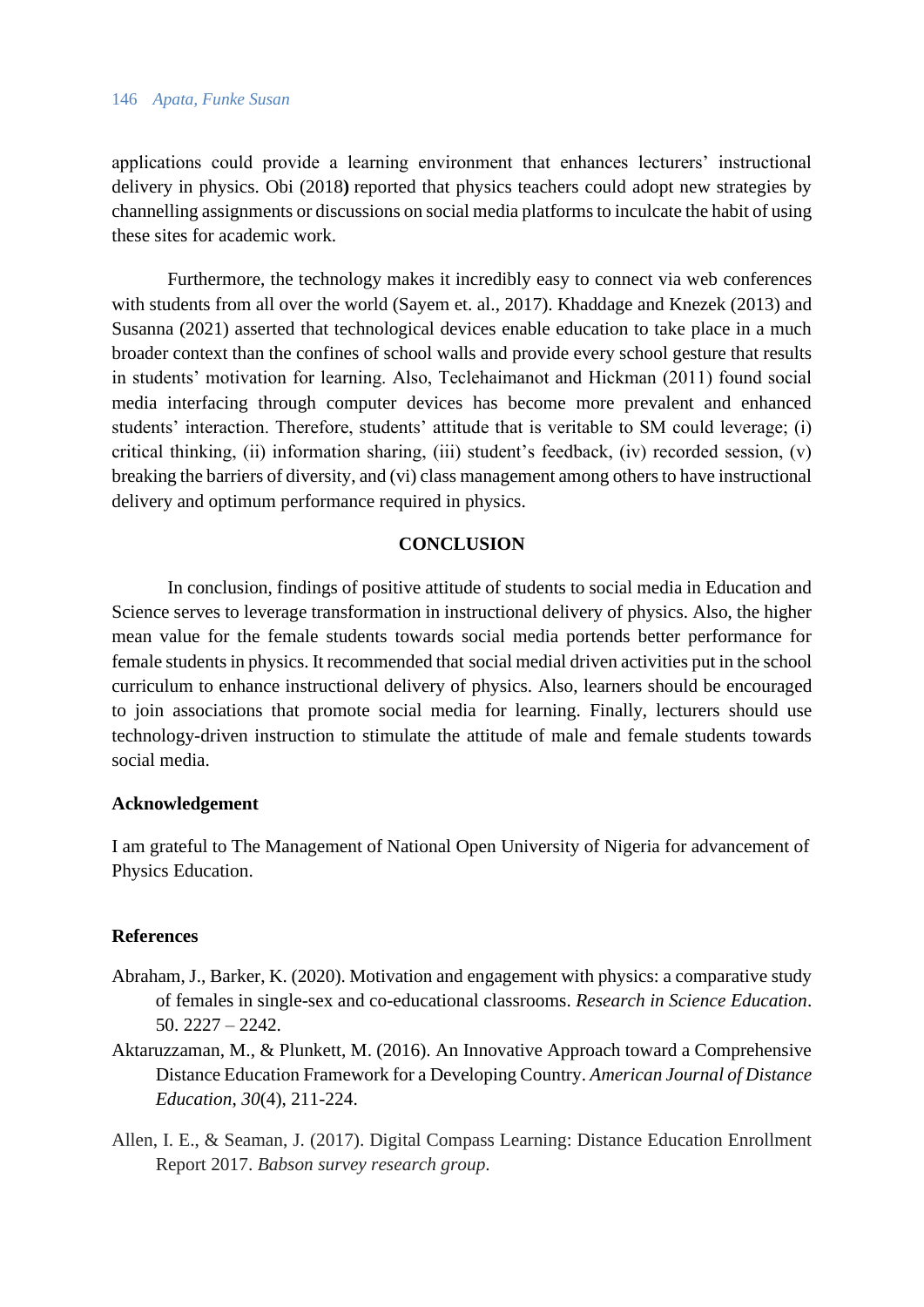applications could provide a learning environment that enhances lecturers' instructional delivery in physics. Obi (2018**)** reported that physics teachers could adopt new strategies by channelling assignments or discussions on social media platforms to inculcate the habit of using these sites for academic work.

Furthermore, the technology makes it incredibly easy to connect via web conferences with students from all over the world (Sayem et. al., 2017). Khaddage and Knezek (2013) and Susanna (2021) asserted that technological devices enable education to take place in a much broader context than the confines of school walls and provide every school gesture that results in students' motivation for learning. Also, Teclehaimanot and Hickman (2011) found social media interfacing through computer devices has become more prevalent and enhanced students' interaction. Therefore, students' attitude that is veritable to SM could leverage; (i) critical thinking, (ii) information sharing, (iii) student's feedback, (iv) recorded session, (v) breaking the barriers of diversity, and (vi) class management among others to have instructional delivery and optimum performance required in physics.

## CONCLUSION

In conclusion, findings of positive attitude of students to social media in Education and Science serves to leverage transformation in instructional delivery of physics. Also, the higher mean value for the female students towards social media portends better performance for female students in physics. It recommended that social medial driven activities put in the school curriculum to enhance instructional delivery of physics. Also, learners should be encouraged to join associations that promote social media for learning. Finally, lecturers should use technology-driven instruction to stimulate the attitude of male and female students towards social media.

### Acknowledgement

I am grateful to The Management of National Open University of Nigeria for advancement of Physics Education.

### References

Abraham, J., Barker, K. (2020). Motivation and engagement with physics: a comparative study of females in single-sex and co-educational classrooms. *Research in Science Education*. 50. 2227 – 2242.

Aktaruzzaman, M., & Plunkett, M. (2016). An Innovative Approach toward a Comprehensive Distance Education Framework for a Developing Country. *American Journal of Distance Education*, *30*(4), 211-224.

Allen, I. E., & Seaman, J. (2017). Digital Compass Learning: Distance Education Enrollment Report 2017. *Babson survey research group.*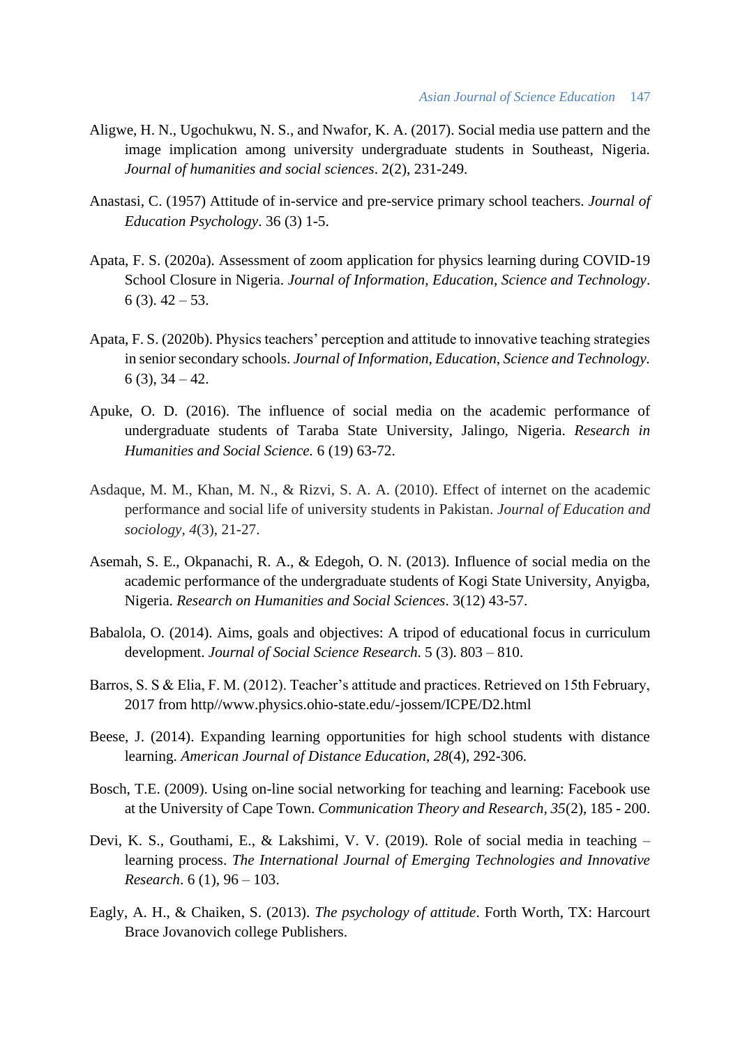Aligwe, H. N., Ugochukwu, N. S., and Nwafor, K. A. (2017). Social media use pattern and the image implication among university undergraduate students in Southeast, Nigeria. *Journal of humanities and social sciences*. 2(2), 231-249.

Anastasi, C. (1957) Attitude of in-service and pre-service primary school teachers. *Journal of Education Psychology*. 36 (3) 1-5.

Apata, F. S. (2020a). Assessment of zoom application for physics learning during COVID-19 School Closure in Nigeria. *Journal of Information, Education, Science and Technology*. 6 (3). 42 – 53.

Apata, F. S. (2020b). Physics teachers' perception and attitude to innovative teaching strategies in senior secondary schools. *Journal of Information, Education, Science and Technology.* 6 (3), 34 – 42.

Apuke, O. D. (2016). The influence of social media on the academic performance of undergraduate students of Taraba State University, Jalingo, Nigeria. *Research in Humanities and Social Science.* 6 (19) 63-72.

Asdaque, M. M., Khan, M. N., & Rizvi, S. A. A. (2010). Effect of internet on the academic performance and social life of university students in Pakistan. *Journal of Education and sociology*, *4*(3), 21-27.

Asemah, S. E., Okpanachi, R. A., & Edegoh, O. N. (2013). Influence of social media on the academic performance of the undergraduate students of Kogi State University, Anyigba, Nigeria. *Research on Humanities and Social Sciences*. 3(12) 43-57.

Babalola, O. (2014). Aims, goals and objectives: A tripod of educational focus in curriculum development. *Journal of Social Science Research*. 5 (3). 803 – 810.

Barros, S. S & Elia, F. M. (2012). Teacher's attitude and practices. Retrieved on 15th February, 2017 from http//www.physics.ohio-state.edu/-jossem/ICPE/D2.html

Beese, J. (2014). Expanding learning opportunities for high school students with distance learning. *American Journal of Distance Education*, *28*(4), 292-306.

Bosch, T.E. (2009). Using on-line social networking for teaching and learning: Facebook use at the University of Cape Town. *Communication Theory and Research*, *35*(2), 185 - 200.

Devi, K. S., Gouthami, E., & Lakshimi, V. V. (2019). Role of social media in teaching – learning process. *The International Journal of Emerging Technologies and Innovative Research*. 6 (1), 96 – 103.

Eagly, A. H., & Chaiken, S. (2013). *The psychology of attitude*. Forth Worth, TX: Harcourt Brace Jovanovich college Publishers.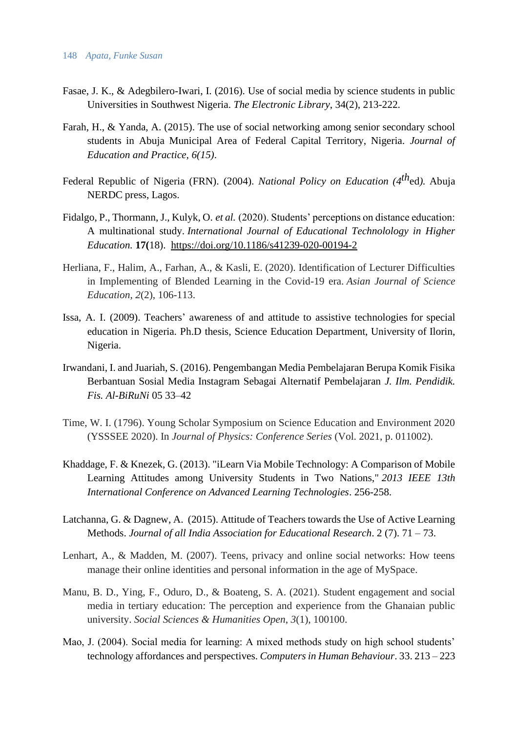Fasae, J. K., & Adegbilero-Iwari, I. (2016). Use of social media by science students in public Universities in Southwest Nigeria. *The Electronic Library*, 34(2), 213-222.

Farah, H., & Yanda, A. (2015). The use of social networking among senior secondary school students in Abuja Municipal Area of Federal Capital Territory, Nigeria. *Journal of Education and Practice, 6(15)*.

Federal Republic of Nigeria (FRN). (2004). *National Policy on Education (4th ed).* Abuja NERDC press, Lagos.

Fidalgo, P., Thormann, J., Kulyk, O. *et al.* (2020). Students' perceptions on distance education: A multinational study. *International Journal of Educational Technolology in Higher Education.* **17(**18). https://doi.org/10.1186/s41239-020-00194-2

Herliana, F., Halim, A., Farhan, A., & Kasli, E. (2020). Identification of Lecturer Difficulties in Implementing of Blended Learning in the Covid-19 era. *Asian Journal of Science Education*, *2*(2), 106-113.

Issa, A. I. (2009). Teachers' awareness of and attitude to assistive technologies for special education in Nigeria. Ph.D thesis, Science Education Department, University of Ilorin, Nigeria.

Irwandani, I. and Juariah, S. (2016). Pengembangan Media Pembelajaran Berupa Komik Fisika Berbantuan Sosial Media Instagram Sebagai Alternatif Pembelajaran *J. Ilm. Pendidik. Fis. Al-BiRuNi* 05 33–42

Time, W. I. (1796). Young Scholar Symposium on Science Education and Environment 2020 (YSSSEE 2020). In *Journal of Physics: Conference Series* (Vol. 2021, p. 011002).

Khaddage, F. & Knezek, G. (2013). "iLearn Via Mobile Technology: A Comparison of Mobile Learning Attitudes among University Students in Two Nations," *2013 IEEE 13th International Conference on Advanced Learning Technologies*. 256-258.

Latchanna, G. & Dagnew, A. (2015). Attitude of Teachers towards the Use of Active Learning Methods. *Journal of all India Association for Educational Research*. 2 (7). 71 – 73.

Lenhart, A., & Madden, M. (2007). Teens, privacy and online social networks: How teens manage their online identities and personal information in the age of MySpace.

Manu, B. D., Ying, F., Oduro, D., & Boateng, S. A. (2021). Student engagement and social media in tertiary education: The perception and experience from the Ghanaian public university. *Social Sciences & Humanities Open*, *3*(1), 100100.

Mao, J. (2004). Social media for learning: A mixed methods study on high school students' technology affordances and perspectives. *Computers in Human Behaviour*. 33. 213 – 223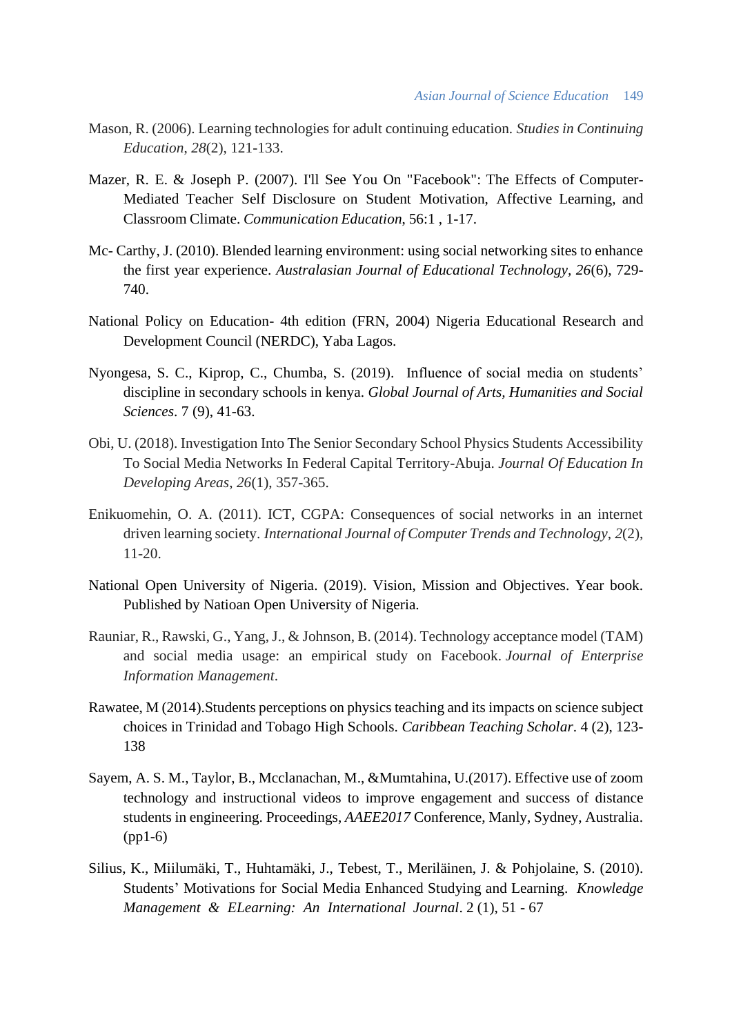Mason, R. (2006). Learning technologies for adult continuing education. *Studies in Continuing Education*, *28*(2), 121-133.

Mazer, R. E. & Joseph P. (2007). I'll See You On "Facebook": The Effects of Computer-Mediated Teacher Self Disclosure on Student Motivation, Affective Learning, and Classroom Climate. *Communication Education*, 56:1 , 1-17.

Mc- Carthy, J. (2010). Blended learning environment: using social networking sites to enhance the first year experience. *Australasian Journal of Educational Technology*, *26*(6), 729-740.

National Policy on Education- 4th edition (FRN, 2004) Nigeria Educational Research and Development Council (NERDC), Yaba Lagos.

Nyongesa, S. C., Kiprop, C., Chumba, S. (2019). Influence of social media on students' discipline in secondary schools in kenya. *Global Journal of Arts, Humanities and Social Sciences*. 7 (9), 41-63.

Obi, U. (2018). Investigation Into The Senior Secondary School Physics Students Accessibility To Social Media Networks In Federal Capital Territory-Abuja. *Journal Of Education In Developing Areas*, *26*(1), 357-365.

Enikuomehin, O. A. (2011). ICT, CGPA: Consequences of social networks in an internet driven learning society. *International Journal of Computer Trends and Technology*, *2*(2), 11-20.

National Open University of Nigeria. (2019). Vision, Mission and Objectives. Year book. Published by Natioan Open University of Nigeria.

Rauniar, R., Rawski, G., Yang, J., & Johnson, B. (2014). Technology acceptance model (TAM) and social media usage: an empirical study on Facebook. *Journal of Enterprise Information Management*.

Rawatee, M (2014).Students perceptions on physics teaching and its impacts on science subject choices in Trinidad and Tobago High Schools. *Caribbean Teaching Scholar*. 4 (2), 123-138

Sayem, A. S. M., Taylor, B., Mcclanachan, M., &Mumtahina, U.(2017). Effective use of zoom technology and instructional videos to improve engagement and success of distance students in engineering. Proceedings, *AAEE2017* Conference, Manly, Sydney, Australia. (pp1-6)

Silius, K., Miilumäki, T., Huhtamäki, J., Tebest, T., Meriläinen, J. & Pohjolaine, S. (2010). Students' Motivations for Social Media Enhanced Studying and Learning. *Knowledge Management & ELearning: An International Journal*. 2 (1), 51 - 67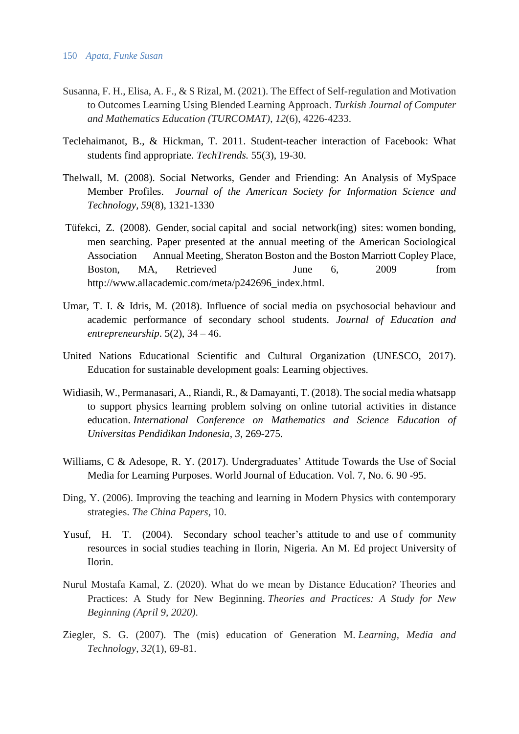Susanna, F. H., Elisa, A. F., & S Rizal, M. (2021). The Effect of Self-regulation and Motivation to Outcomes Learning Using Blended Learning Approach. *Turkish Journal of Computer and Mathematics Education (TURCOMAT)*, *12*(6), 4226-4233.

Teclehaimanot, B., & Hickman, T. 2011. Student-teacher interaction of Facebook: What students find appropriate. *TechTrends.* 55(3), 19-30.

Thelwall, M. (2008). Social Networks, Gender and Friending: An Analysis of MySpace Member Profiles. *Journal of the American Society for Information Science and Technology*, *59*(8), 1321-1330

Tüfekci, Z. (2008). Gender, social capital and social network(ing) sites: women bonding, men searching. Paper presented at the annual meeting of the American Sociological Association Annual Meeting, Sheraton Boston and the Boston Marriott Copley Place, Boston, MA, Retrieved June 6, 2009 from http://www.allacademic.com/meta/p242696_index.html.

Umar, T. I. & Idris, M. (2018). Influence of social media on psychosocial behaviour and academic performance of secondary school students. *Journal of Education and entrepreneurship*. 5(2), 34 – 46.

United Nations Educational Scientific and Cultural Organization (UNESCO, 2017). Education for sustainable development goals: Learning objectives.

Widiasih, W., Permanasari, A., Riandi, R., & Damayanti, T. (2018). The social media whatsapp to support physics learning problem solving on online tutorial activities in distance education. *International Conference on Mathematics and Science Education of Universitas Pendidikan Indonesia*, *3*, 269-275.

Williams, C & Adesope, R. Y. (2017). Undergraduates' Attitude Towards the Use of Social Media for Learning Purposes. World Journal of Education. Vol. 7, No. 6. 90 -95.

Ding, Y. (2006). Improving the teaching and learning in Modern Physics with contemporary strategies. *The China Papers*, 10.

Yusuf, H. T. (2004). Secondary school teacher's attitude to and use of community resources in social studies teaching in Ilorin, Nigeria. An M. Ed project University of Ilorin.

Nurul Mostafa Kamal, Z. (2020). What do we mean by Distance Education? Theories and Practices: A Study for New Beginning. *Theories and Practices: A Study for New Beginning (April 9, 2020)*.

Ziegler, S. G. (2007). The (mis) education of Generation M. *Learning, Media and Technology*, *32*(1), 69-81.